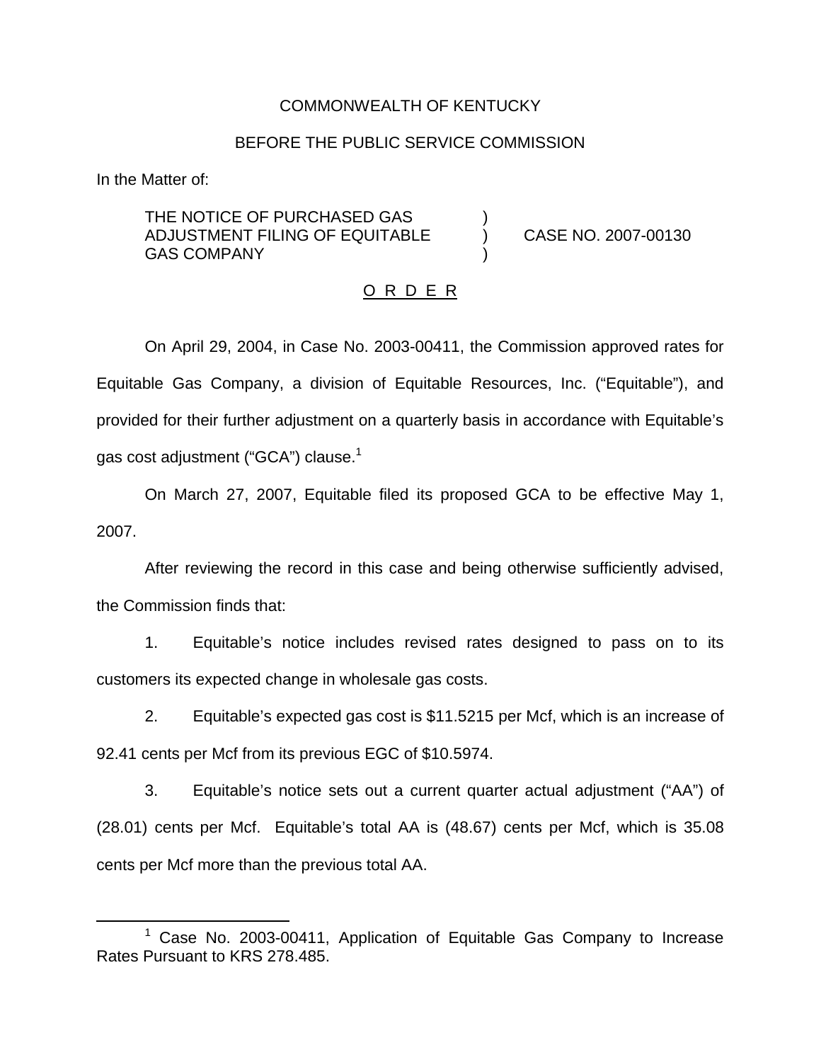COMMONWEALTH OF KENTUCKY

BEFORE THE PUBLIC SERVICE COMMISSION

In the Matter of:

| | | |
|---|---|---|
| THE NOTICE OF PURCHASED GAS ADJUSTMENT FILING OF EQUITABLE GAS COMPANY | ) ) ) | CASE NO. 2007-00130 |

O R D E R

On April 29, 2004, in Case No. 2003-00411, the Commission approved rates for Equitable Gas Company, a division of Equitable Resources, Inc. ("Equitable"), and provided for their further adjustment on a quarterly basis in accordance with Equitable's gas cost adjustment ("GCA") clause.[1]

On March 27, 2007, Equitable filed its proposed GCA to be effective May 1, 2007.

After reviewing the record in this case and being otherwise sufficiently advised, the Commission finds that:

1. Equitable's notice includes revised rates designed to pass on to its customers its expected change in wholesale gas costs.

2. Equitable's expected gas cost is $11.5215 per Mcf, which is an increase of 92.41 cents per Mcf from its previous EGC of $10.5974.

3. Equitable's notice sets out a current quarter actual adjustment ("AA") of (28.01) cents per Mcf. Equitable's total AA is (48.67) cents per Mcf, which is 35.08 cents per Mcf more than the previous total AA.

[1] Case No. 2003-00411, Application of Equitable Gas Company to Increase Rates Pursuant to KRS 278.485.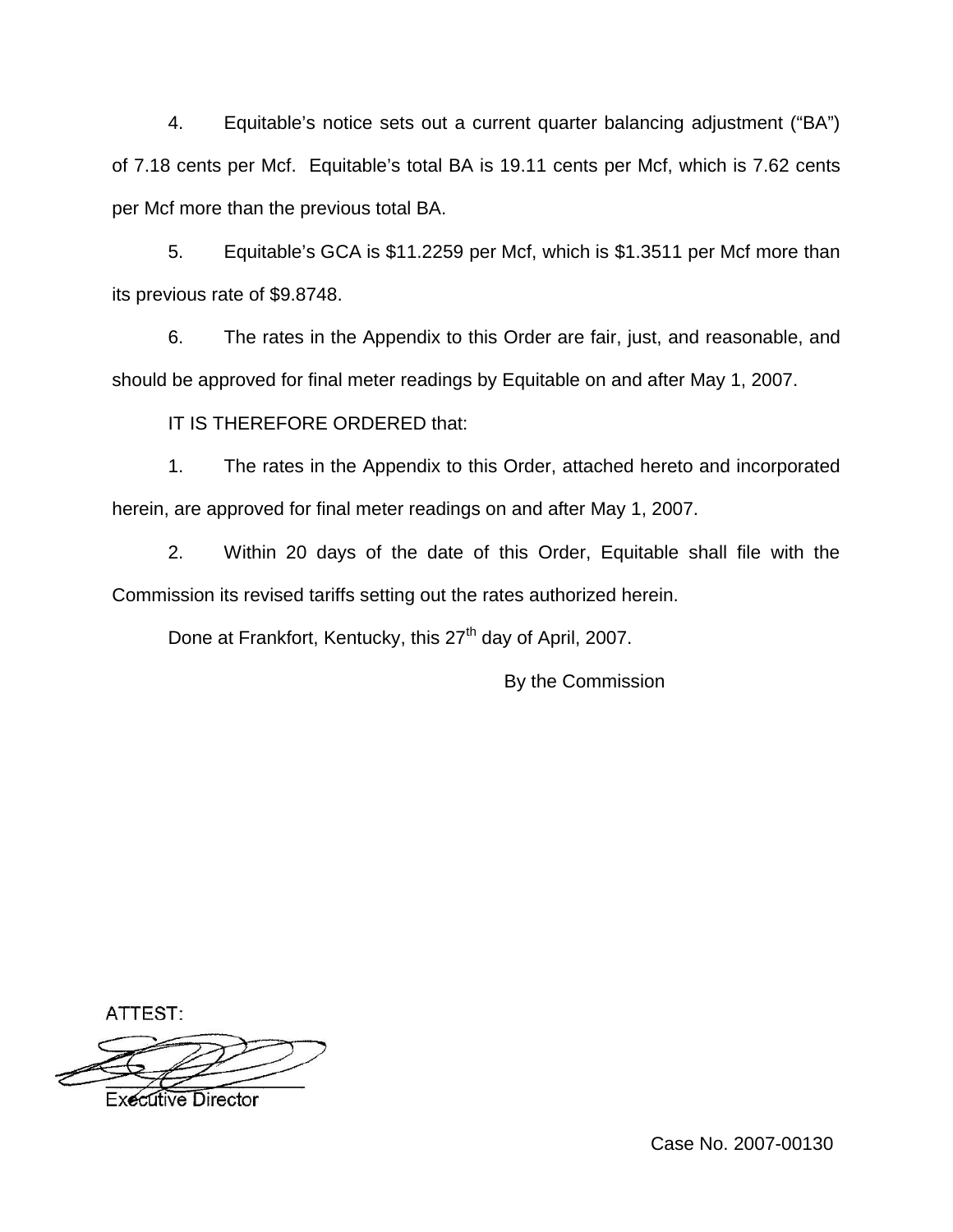4. Equitable's notice sets out a current quarter balancing adjustment ("BA") of 7.18 cents per Mcf. Equitable's total BA is 19.11 cents per Mcf, which is 7.62 cents per Mcf more than the previous total BA.

5. Equitable's GCA is $11.2259 per Mcf, which is $1.3511 per Mcf more than its previous rate of $9.8748.

6. The rates in the Appendix to this Order are fair, just, and reasonable, and should be approved for final meter readings by Equitable on and after May 1, 2007.

IT IS THEREFORE ORDERED that:

1. The rates in the Appendix to this Order, attached hereto and incorporated herein, are approved for final meter readings on and after May 1, 2007.

2. Within 20 days of the date of this Order, Equitable shall file with the Commission its revised tariffs setting out the rates authorized herein.

Done at Frankfort, Kentucky, this 27th day of April, 2007.

By the Commission

ATTEST:

Executive Director

Case No. 2007-00130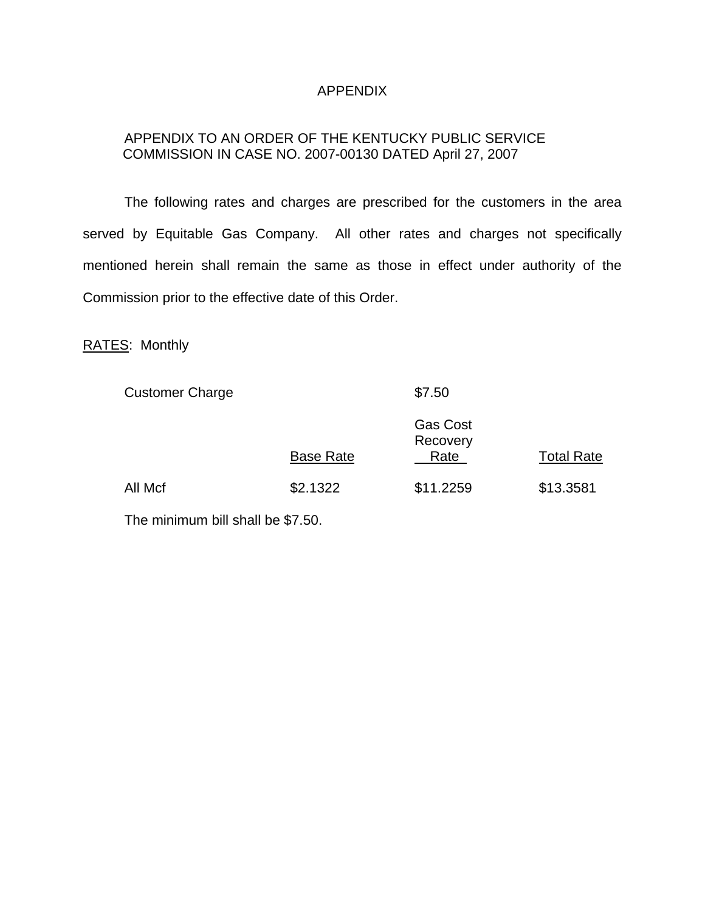# APPENDIX

APPENDIX TO AN ORDER OF THE KENTUCKY PUBLIC SERVICE COMMISSION IN CASE NO. 2007-00130 DATED April 27, 2007

The following rates and charges are prescribed for the customers in the area served by Equitable Gas Company. All other rates and charges not specifically mentioned herein shall remain the same as those in effect under authority of the Commission prior to the effective date of this Order.

RATES: Monthly

| | | | |
|---|---|---|---|
| Customer Charge | | $7.50 | |
| | Base Rate | Gas Cost Recovery Rate | Total Rate |
| All Mcf | $2.1322 | $11.2259 | $13.3581 |

The minimum bill shall be $7.50.